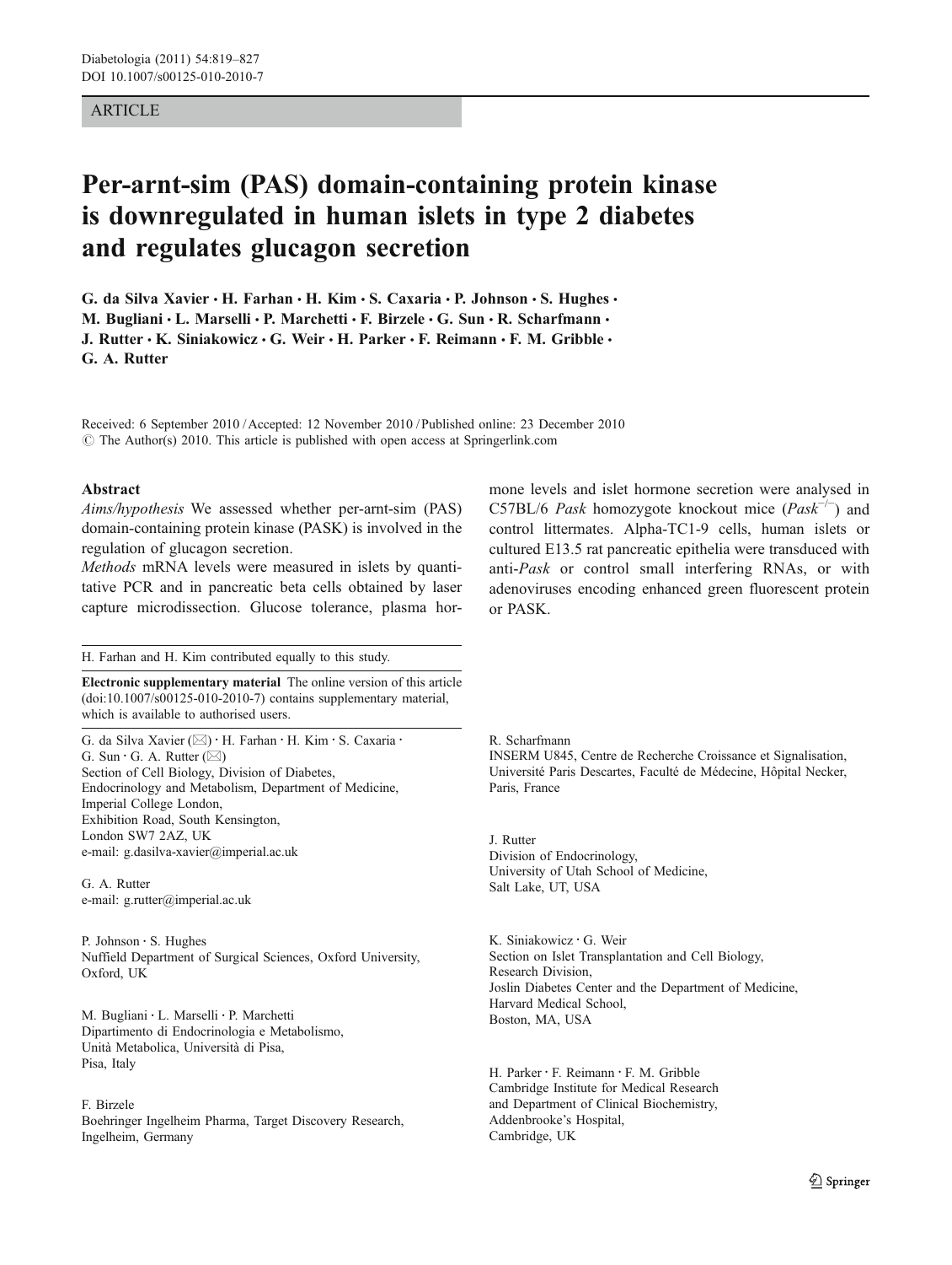ARTICLE

# Per-arnt-sim (PAS) domain-containing protein kinase is downregulated in human islets in type 2 diabetes and regulates glucagon secretion

**G. da Silva Xavier · H. Farhan · H. Kim · S. Caxaria · P. Johnson · S. Hughes · M. Bugliani · L. Marselli · P. Marchetti · F. Birzele · G. Sun · R. Scharfmann · J. Rutter · K. Siniakowicz · G. Weir · H. Parker · F. Reimann · F. M. Gribble · G. A. Rutter**

Received: 6 September 2010 / Accepted: 12 November 2010 / Published online: 23 December 2010
© The Author(s) 2010. This article is published with open access at Springerlink.com

## Abstract

*Aims/hypothesis* We assessed whether per-arnt-sim (PAS) domain-containing protein kinase (PASK) is involved in the regulation of glucagon secretion.

*Methods* mRNA levels were measured in islets by quantitative PCR and in pancreatic beta cells obtained by laser capture microdissection. Glucose tolerance, plasma hormone levels and islet hormone secretion were analysed in C57BL/6 *Pask* homozygote knockout mice (*Pask*$^{-/-}$) and control littermates. Alpha-TC1-9 cells, human islets or cultured E13.5 rat pancreatic epithelia were transduced with anti-*Pask* or control small interfering RNAs, or with adenoviruses encoding enhanced green fluorescent protein or PASK.

H. Farhan and H. Kim contributed equally to this study.

**Electronic supplementary material** The online version of this article (doi:10.1007/s00125-010-2010-7) contains supplementary material, which is available to authorised users.

G. da Silva Xavier (✉) · H. Farhan · H. Kim · S. Caxaria · G. Sun · G. A. Rutter (✉)
Section of Cell Biology, Division of Diabetes, Endocrinology and Metabolism, Department of Medicine, Imperial College London, Exhibition Road, South Kensington, London SW7 2AZ, UK
e-mail: g.dasilva-xavier@imperial.ac.uk

G. A. Rutter
e-mail: g.rutter@imperial.ac.uk

P. Johnson · S. Hughes
Nuffield Department of Surgical Sciences, Oxford University, Oxford, UK

M. Bugliani · L. Marselli · P. Marchetti
Dipartimento di Endocrinologia e Metabolismo, Unità Metabolica, Università di Pisa, Pisa, Italy

F. Birzele
Boehringer Ingelheim Pharma, Target Discovery Research, Ingelheim, Germany

R. Scharfmann
INSERM U845, Centre de Recherche Croissance et Signalisation, Université Paris Descartes, Faculté de Médecine, Hôpital Necker, Paris, France

J. Rutter
Division of Endocrinology, University of Utah School of Medicine, Salt Lake, UT, USA

K. Siniakowicz · G. Weir
Section on Islet Transplantation and Cell Biology, Research Division, Joslin Diabetes Center and the Department of Medicine, Harvard Medical School, Boston, MA, USA

H. Parker · F. Reimann · F. M. Gribble
Cambridge Institute for Medical Research and Department of Clinical Biochemistry, Addenbrooke's Hospital, Cambridge, UK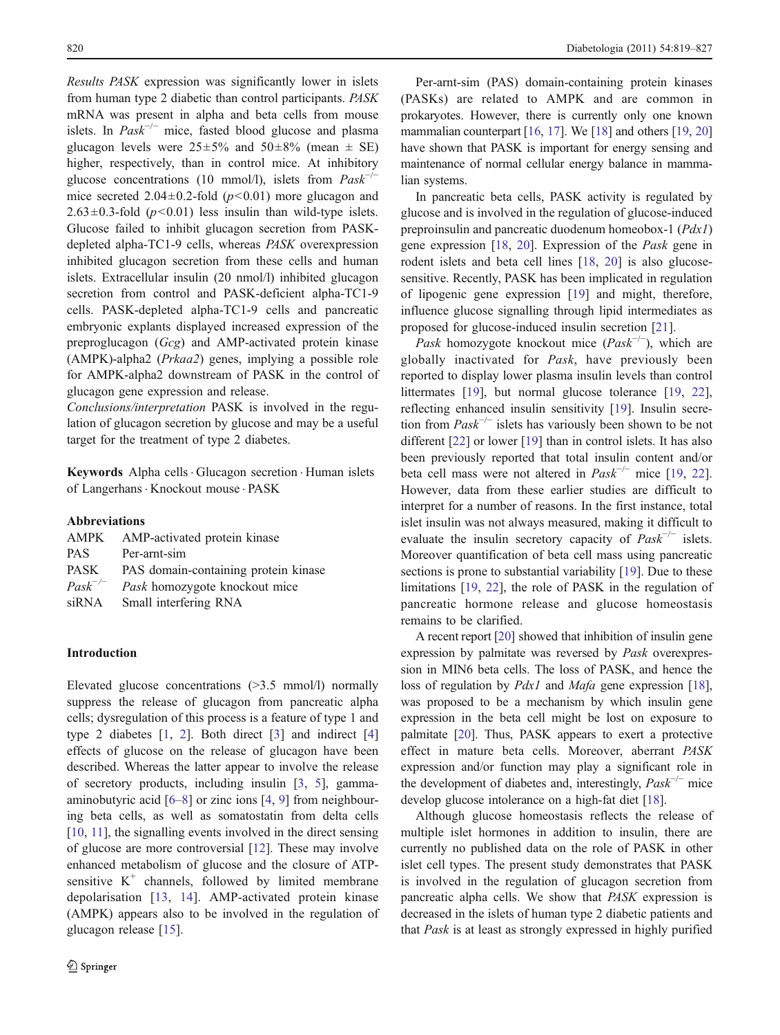*Results* *PASK* expression was significantly lower in islets from human type 2 diabetic than control participants. *PASK* mRNA was present in alpha and beta cells from mouse islets. In $Pask^{-/-}$ mice, fasted blood glucose and plasma glucagon levels were 25±5% and 50±8% (mean ± SE) higher, respectively, than in control mice. At inhibitory glucose concentrations (10 mmol/l), islets from $Pask^{-/-}$ mice secreted 2.04±0.2-fold ($p<0.01$) more glucagon and 2.63±0.3-fold ($p<0.01$) less insulin than wild-type islets. Glucose failed to inhibit glucagon secretion from PASK-depleted alpha-TC1-9 cells, whereas *PASK* overexpression inhibited glucagon secretion from these cells and human islets. Extracellular insulin (20 nmol/l) inhibited glucagon secretion from control and PASK-deficient alpha-TC1-9 cells. PASK-depleted alpha-TC1-9 cells and pancreatic embryonic explants displayed increased expression of the preproglucagon (*Gcg*) and AMP-activated protein kinase (AMPK)-alpha2 (*Prkaa2*) genes, implying a possible role for AMPK-alpha2 downstream of PASK in the control of glucagon gene expression and release.

*Conclusions/interpretation* PASK is involved in the regulation of glucagon secretion by glucose and may be a useful target for the treatment of type 2 diabetes.

**Keywords** Alpha cells · Glucagon secretion · Human islets of Langerhans · Knockout mouse · PASK

**Abbreviations**

| | |
|---|---|
| AMPK | AMP-activated protein kinase |
| PAS | Per-arnt-sim |
| PASK | PAS domain-containing protein kinase |
| $Pask^{-/-}$ | *Pask* homozygote knockout mice |
| siRNA | Small interfering RNA |

## Introduction

Elevated glucose concentrations (>3.5 mmol/l) normally suppress the release of glucagon from pancreatic alpha cells; dysregulation of this process is a feature of type 1 and type 2 diabetes [1, 2]. Both direct [3] and indirect [4] effects of glucose on the release of glucagon have been described. Whereas the latter appear to involve the release of secretory products, including insulin [3, 5], gamma-aminobutyric acid [6–8] or zinc ions [4, 9] from neighbouring beta cells, as well as somatostatin from delta cells [10, 11], the signalling events involved in the direct sensing of glucose are more controversial [12]. These may involve enhanced metabolism of glucose and the closure of ATP-sensitive $K^{+}$ channels, followed by limited membrane depolarisation [13, 14]. AMP-activated protein kinase (AMPK) appears also to be involved in the regulation of glucagon release [15].

Per-arnt-sim (PAS) domain-containing protein kinases (PASKs) are related to AMPK and are common in prokaryotes. However, there is currently only one known mammalian counterpart [16, 17]. We [18] and others [19, 20] have shown that PASK is important for energy sensing and maintenance of normal cellular energy balance in mammalian systems.

In pancreatic beta cells, PASK activity is regulated by glucose and is involved in the regulation of glucose-induced preproinsulin and pancreatic duodenum homeobox-1 (*Pdx1*) gene expression [18, 20]. Expression of the *Pask* gene in rodent islets and beta cell lines [18, 20] is also glucose-sensitive. Recently, PASK has been implicated in regulation of lipogenic gene expression [19] and might, therefore, influence glucose signalling through lipid intermediates as proposed for glucose-induced insulin secretion [21].

*Pask* homozygote knockout mice ($Pask^{-/-}$), which are globally inactivated for *Pask*, have previously been reported to display lower plasma insulin levels than control littermates [19], but normal glucose tolerance [19, 22], reflecting enhanced insulin sensitivity [19]. Insulin secretion from $Pask^{-/-}$ islets has variously been shown to be not different [22] or lower [19] than in control islets. It has also been previously reported that total insulin content and/or beta cell mass were not altered in $Pask^{-/-}$ mice [19, 22]. However, data from these earlier studies are difficult to interpret for a number of reasons. In the first instance, total islet insulin was not always measured, making it difficult to evaluate the insulin secretory capacity of $Pask^{-/-}$ islets. Moreover quantification of beta cell mass using pancreatic sections is prone to substantial variability [19]. Due to these limitations [19, 22], the role of PASK in the regulation of pancreatic hormone release and glucose homeostasis remains to be clarified.

A recent report [20] showed that inhibition of insulin gene expression by palmitate was reversed by *Pask* overexpression in MIN6 beta cells. The loss of PASK, and hence the loss of regulation by *Pdx1* and *Mafa* gene expression [18], was proposed to be a mechanism by which insulin gene expression in the beta cell might be lost on exposure to palmitate [20]. Thus, PASK appears to exert a protective effect in mature beta cells. Moreover, aberrant *PASK* expression and/or function may play a significant role in the development of diabetes and, interestingly, $Pask^{-/-}$ mice develop glucose intolerance on a high-fat diet [18].

Although glucose homeostasis reflects the release of multiple islet hormones in addition to insulin, there are currently no published data on the role of PASK in other islet cell types. The present study demonstrates that PASK is involved in the regulation of glucagon secretion from pancreatic alpha cells. We show that *PASK* expression is decreased in the islets of human type 2 diabetic patients and that *Pask* is at least as strongly expressed in highly purified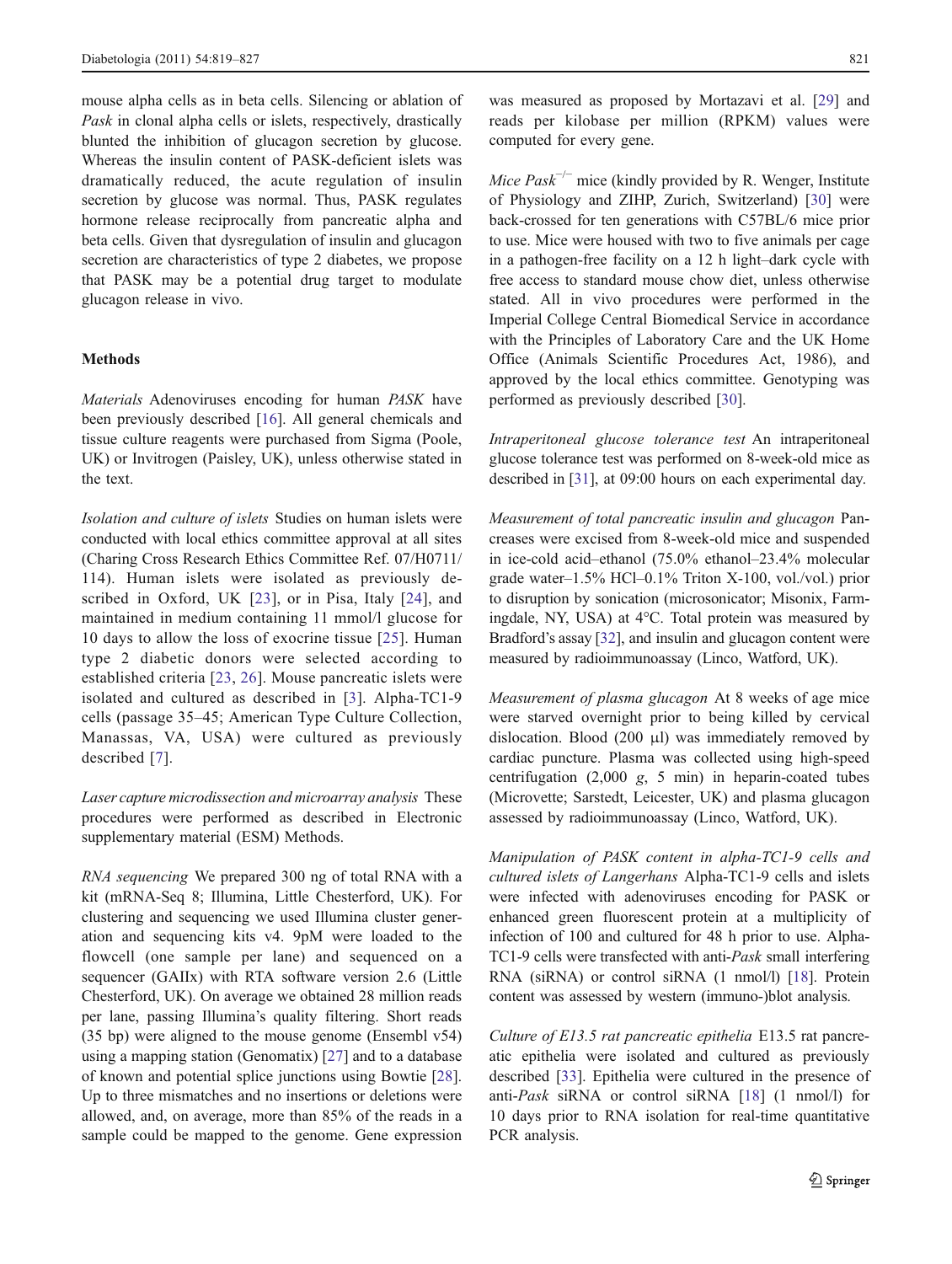mouse alpha cells as in beta cells. Silencing or ablation of *Pask* in clonal alpha cells or islets, respectively, drastically blunted the inhibition of glucagon secretion by glucose. Whereas the insulin content of PASK-deficient islets was dramatically reduced, the acute regulation of insulin secretion by glucose was normal. Thus, PASK regulates hormone release reciprocally from pancreatic alpha and beta cells. Given that dysregulation of insulin and glucagon secretion are characteristics of type 2 diabetes, we propose that PASK may be a potential drug target to modulate glucagon release in vivo.

## Methods

*Materials* Adenoviruses encoding for human *PASK* have been previously described [16]. All general chemicals and tissue culture reagents were purchased from Sigma (Poole, UK) or Invitrogen (Paisley, UK), unless otherwise stated in the text.

*Isolation and culture of islets* Studies on human islets were conducted with local ethics committee approval at all sites (Charing Cross Research Ethics Committee Ref. 07/H0711/114). Human islets were isolated as previously described in Oxford, UK [23], or in Pisa, Italy [24], and maintained in medium containing 11 mmol/l glucose for 10 days to allow the loss of exocrine tissue [25]. Human type 2 diabetic donors were selected according to established criteria [23, 26]. Mouse pancreatic islets were isolated and cultured as described in [3]. Alpha-TC1-9 cells (passage 35–45; American Type Culture Collection, Manassas, VA, USA) were cultured as previously described [7].

*Laser capture microdissection and microarray analysis* These procedures were performed as described in Electronic supplementary material (ESM) Methods.

*RNA sequencing* We prepared 300 ng of total RNA with a kit (mRNA-Seq 8; Illumina, Little Chesterford, UK). For clustering and sequencing we used Illumina cluster generation and sequencing kits v4. 9pM were loaded to the flowcell (one sample per lane) and sequenced on a sequencer (GAIIx) with RTA software version 2.6 (Little Chesterford, UK). On average we obtained 28 million reads per lane, passing Illumina's quality filtering. Short reads (35 bp) were aligned to the mouse genome (Ensembl v54) using a mapping station (Genomatix) [27] and to a database of known and potential splice junctions using Bowtie [28]. Up to three mismatches and no insertions or deletions were allowed, and, on average, more than 85% of the reads in a sample could be mapped to the genome. Gene expression was measured as proposed by Mortazavi et al. [29] and reads per kilobase per million (RPKM) values were computed for every gene.

*Mice Pask*$^{-/-}$ mice (kindly provided by R. Wenger, Institute of Physiology and ZIHP, Zurich, Switzerland) [30] were back-crossed for ten generations with C57BL/6 mice prior to use. Mice were housed with two to five animals per cage in a pathogen-free facility on a 12 h light–dark cycle with free access to standard mouse chow diet, unless otherwise stated. All in vivo procedures were performed in the Imperial College Central Biomedical Service in accordance with the Principles of Laboratory Care and the UK Home Office (Animals Scientific Procedures Act, 1986), and approved by the local ethics committee. Genotyping was performed as previously described [30].

*Intraperitoneal glucose tolerance test* An intraperitoneal glucose tolerance test was performed on 8-week-old mice as described in [31], at 09:00 hours on each experimental day.

*Measurement of total pancreatic insulin and glucagon* Pancreases were excised from 8-week-old mice and suspended in ice-cold acid–ethanol (75.0% ethanol–23.4% molecular grade water–1.5% HCl–0.1% Triton X-100, vol./vol.) prior to disruption by sonication (microsonicator; Misonix, Farmingdale, NY, USA) at 4°C. Total protein was measured by Bradford's assay [32], and insulin and glucagon content were measured by radioimmunoassay (Linco, Watford, UK).

*Measurement of plasma glucagon* At 8 weeks of age mice were starved overnight prior to being killed by cervical dislocation. Blood (200 μl) was immediately removed by cardiac puncture. Plasma was collected using high-speed centrifugation (2,000 *g*, 5 min) in heparin-coated tubes (Microvette; Sarstedt, Leicester, UK) and plasma glucagon assessed by radioimmunoassay (Linco, Watford, UK).

*Manipulation of PASK content in alpha-TC1-9 cells and cultured islets of Langerhans* Alpha-TC1-9 cells and islets were infected with adenoviruses encoding for PASK or enhanced green fluorescent protein at a multiplicity of infection of 100 and cultured for 48 h prior to use. Alpha-TC1-9 cells were transfected with anti-*Pask* small interfering RNA (siRNA) or control siRNA (1 nmol/l) [18]. Protein content was assessed by western (immuno-)blot analysis.

*Culture of E13.5 rat pancreatic epithelia* E13.5 rat pancreatic epithelia were isolated and cultured as previously described [33]. Epithelia were cultured in the presence of anti-*Pask* siRNA or control siRNA [18] (1 nmol/l) for 10 days prior to RNA isolation for real-time quantitative PCR analysis.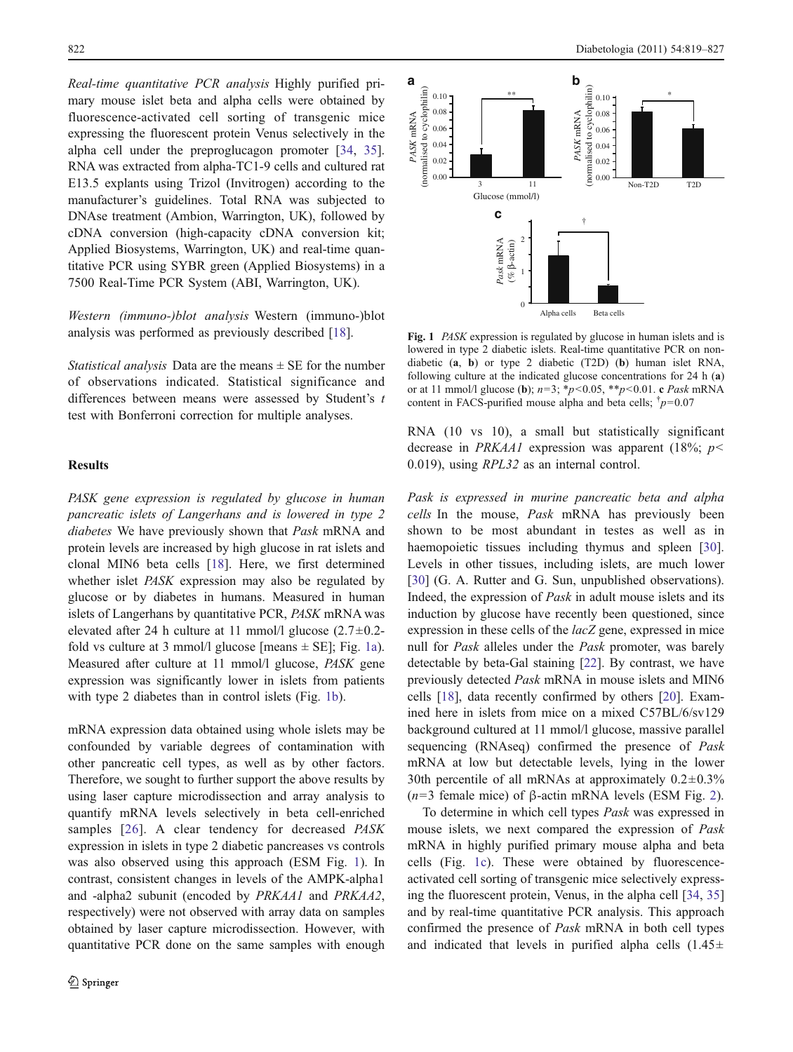*Real-time quantitative PCR analysis* Highly purified primary mouse islet beta and alpha cells were obtained by fluorescence-activated cell sorting of transgenic mice expressing the fluorescent protein Venus selectively in the alpha cell under the preproglucagon promoter [34, 35]. RNA was extracted from alpha-TC1-9 cells and cultured rat E13.5 explants using Trizol (Invitrogen) according to the manufacturer's guidelines. Total RNA was subjected to DNAse treatment (Ambion, Warrington, UK), followed by cDNA conversion (high-capacity cDNA conversion kit; Applied Biosystems, Warrington, UK) and real-time quantitative PCR using SYBR green (Applied Biosystems) in a 7500 Real-Time PCR System (ABI, Warrington, UK).

*Western (immuno-)blot analysis* Western (immuno-)blot analysis was performed as previously described [18].

*Statistical analysis* Data are the means ± SE for the number of observations indicated. Statistical significance and differences between means were assessed by Student's $t$ test with Bonferroni correction for multiple analyses.

## Results

*PASK gene expression is regulated by glucose in human pancreatic islets of Langerhans and is lowered in type 2 diabetes* We have previously shown that *Pask* mRNA and protein levels are increased by high glucose in rat islets and clonal MIN6 beta cells [18]. Here, we first determined whether islet *PASK* expression may also be regulated by glucose or by diabetes in humans. Measured in human islets of Langerhans by quantitative PCR, *PASK* mRNA was elevated after 24 h culture at 11 mmol/l glucose (2.7±0.2-fold vs culture at 3 mmol/l glucose [means ± SE]; Fig. 1a). Measured after culture at 11 mmol/l glucose, *PASK* gene expression was significantly lower in islets from patients with type 2 diabetes than in control islets (Fig. 1b).

mRNA expression data obtained using whole islets may be confounded by variable degrees of contamination with other pancreatic cell types, as well as by other factors. Therefore, we sought to further support the above results by using laser capture microdissection and array analysis to quantify mRNA levels selectively in beta cell-enriched samples [26]. A clear tendency for decreased *PASK* expression in islets in type 2 diabetic pancreases vs controls was also observed using this approach (ESM Fig. 1). In contrast, consistent changes in levels of the AMPK-alpha1 and -alpha2 subunit (encoded by *PRKAA1* and *PRKAA2*, respectively) were not observed with array data on samples obtained by laser capture microdissection. However, with quantitative PCR done on the same samples with enough RNA (10 vs 10), a small but statistically significant decrease in *PRKAA1* expression was apparent (18%; $p<0.019$), using *RPL32* as an internal control.

**Fig. 1** *PASK* expression is regulated by glucose in human islets and is lowered in type 2 diabetic islets. Real-time quantitative PCR on non-diabetic (**a**, **b**) or type 2 diabetic (T2D) (**b**) human islet RNA, following culture at the indicated glucose concentrations for 24 h (**a**) or at 11 mmol/l glucose (**b**); $n=3$; \*$p<0.05$, \*\*$p<0.01$. **c** *Pask* mRNA content in FACS-purified mouse alpha and beta cells; †$p=0.07$

*Pask is expressed in murine pancreatic beta and alpha cells* In the mouse, *Pask* mRNA has previously been shown to be most abundant in testes as well as in haemopoietic tissues including thymus and spleen [30]. Levels in other tissues, including islets, are much lower [30] (G. A. Rutter and G. Sun, unpublished observations). Indeed, the expression of *Pask* in adult mouse islets and its induction by glucose have recently been questioned, since expression in these cells of the *lacZ* gene, expressed in mice null for *Pask* alleles under the *Pask* promoter, was barely detectable by beta-Gal staining [22]. By contrast, we have previously detected *Pask* mRNA in mouse islets and MIN6 cells [18], data recently confirmed by others [20]. Examined here in islets from mice on a mixed C57BL/6/sv129 background cultured at 11 mmol/l glucose, massive parallel sequencing (RNAseq) confirmed the presence of *Pask* mRNA at low but detectable levels, lying in the lower 30th percentile of all mRNAs at approximately 0.2±0.3% ($n=3$ female mice) of β-actin mRNA levels (ESM Fig. 2).

To determine in which cell types *Pask* was expressed in mouse islets, we next compared the expression of *Pask* mRNA in highly purified primary mouse alpha and beta cells (Fig. 1c). These were obtained by fluorescence-activated cell sorting of transgenic mice selectively expressing the fluorescent protein, Venus, in the alpha cell [34, 35] and by real-time quantitative PCR analysis. This approach confirmed the presence of *Pask* mRNA in both cell types and indicated that levels in purified alpha cells (1.45±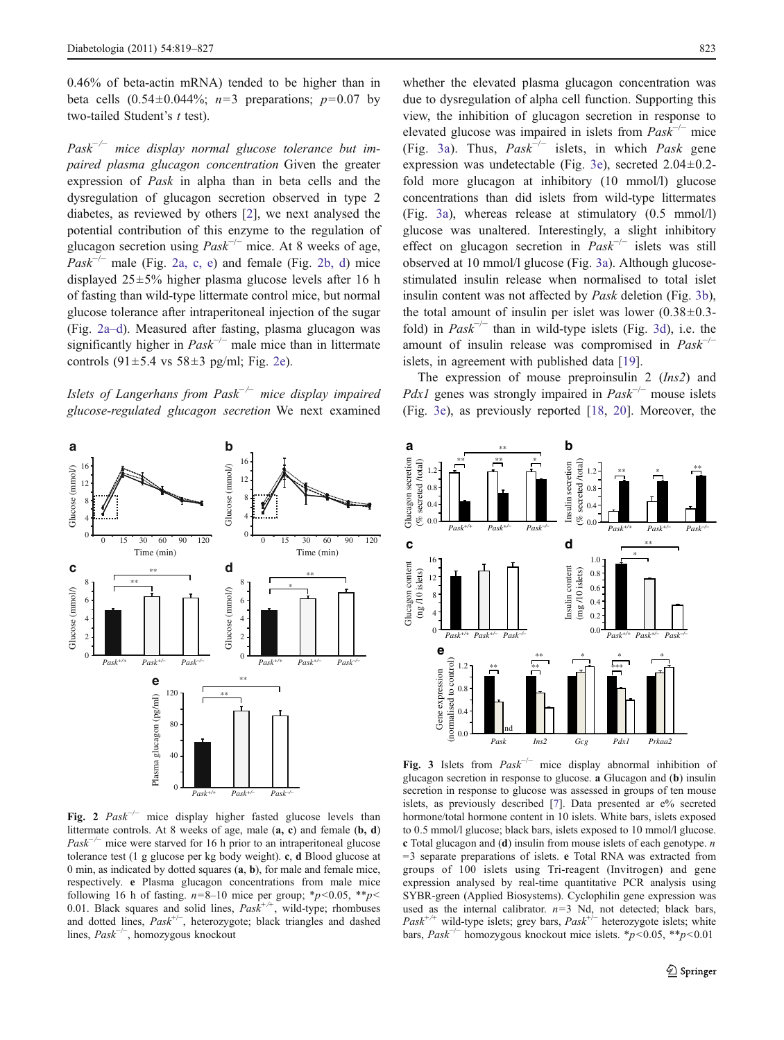0.46% of beta-actin mRNA) tended to be higher than in beta cells ($0.54\pm0.044\%$; $n=3$ preparations; $p=0.07$ by two-tailed Student's $t$ test).

*$Pask^{-/-}$ mice display normal glucose tolerance but impaired plasma glucagon concentration* Given the greater expression of *Pask* in alpha than in beta cells and the dysregulation of glucagon secretion observed in type 2 diabetes, as reviewed by others [2], we next analysed the potential contribution of this enzyme to the regulation of glucagon secretion using $Pask^{-/-}$ mice. At 8 weeks of age, $Pask^{-/-}$ male (Fig. 2a, c, e) and female (Fig. 2b, d) mice displayed $25\pm5\%$ higher plasma glucose levels after 16 h of fasting than wild-type littermate control mice, but normal glucose tolerance after intraperitoneal injection of the sugar (Fig. 2a–d). Measured after fasting, plasma glucagon was significantly higher in $Pask^{-/-}$ male mice than in littermate controls ($91\pm5.4$ vs $58\pm3$ pg/ml; Fig. 2e).

*Islets of Langerhans from $Pask^{-/-}$ mice display impaired glucose-regulated glucagon secretion* We next examined whether the elevated plasma glucagon concentration was due to dysregulation of alpha cell function. Supporting this view, the inhibition of glucagon secretion in response to elevated glucose was impaired in islets from $Pask^{-/-}$ mice (Fig. 3a). Thus, $Pask^{-/-}$ islets, in which *Pask* gene expression was undetectable (Fig. 3e), secreted $2.04\pm0.2$-fold more glucagon at inhibitory (10 mmol/l) glucose concentrations than did islets from wild-type littermates (Fig. 3a), whereas release at stimulatory (0.5 mmol/l) glucose was unaltered. Interestingly, a slight inhibitory effect on glucagon secretion in $Pask^{-/-}$ islets was still observed at 10 mmol/l glucose (Fig. 3a). Although glucose-stimulated insulin release when normalised to total islet insulin content was not affected by *Pask* deletion (Fig. 3b), the total amount of insulin per islet was lower ($0.38\pm0.3$-fold) in $Pask^{-/-}$ than in wild-type islets (Fig. 3d), i.e. the amount of insulin release was compromised in $Pask^{-/-}$ islets, in agreement with published data [19].

The expression of mouse preproinsulin 2 (*Ins2*) and *Pdx1* genes was strongly impaired in $Pask^{-/-}$ mouse islets (Fig. 3e), as previously reported [18, 20]. Moreover, the

**Fig. 2** $Pask^{-/-}$ mice display higher fasted glucose levels than littermate controls. At 8 weeks of age, male (**a, c**) and female (**b, d**) $Pask^{-/-}$ mice were starved for 16 h prior to an intraperitoneal glucose tolerance test (1 g glucose per kg body weight). **c**, **d** Blood glucose at 0 min, as indicated by dotted squares (**a**, **b**), for male and female mice, respectively. **e** Plasma glucagon concentrations from male mice following 16 h of fasting. $n=8$–10 mice per group; $*p<0.05$, $**p<0.01$. Black squares and solid lines, $Pask^{+/+}$, wild-type; rhombuses and dotted lines, $Pask^{+/-}$, heterozygote; black triangles and dashed lines, $Pask^{-/-}$, homozygous knockout

**Fig. 3** Islets from $Pask^{-/-}$ mice display abnormal inhibition of glucagon secretion in response to glucose. **a** Glucagon and (**b**) insulin secretion in response to glucose was assessed in groups of ten mouse islets, as previously described [7]. Data presented ar e% secreted hormone/total hormone content in 10 islets. White bars, islets exposed to 0.5 mmol/l glucose; black bars, islets exposed to 10 mmol/l glucose. **c** Total glucagon and (**d**) insulin from mouse islets of each genotype. $n=3$ separate preparations of islets. **e** Total RNA was extracted from groups of 100 islets using Tri-reagent (Invitrogen) and gene expression analysed by real-time quantitative PCR analysis using SYBR-green (Applied Biosystems). Cyclophilin gene expression was used as the internal calibrator. $n=3$ Nd, not detected; black bars, $Pask^{+/+}$ wild-type islets; grey bars, $Pask^{+/-}$ heterozygote islets; white bars, $Pask^{-/-}$ homozygous knockout mice islets. $*p<0.05$, $**p<0.01$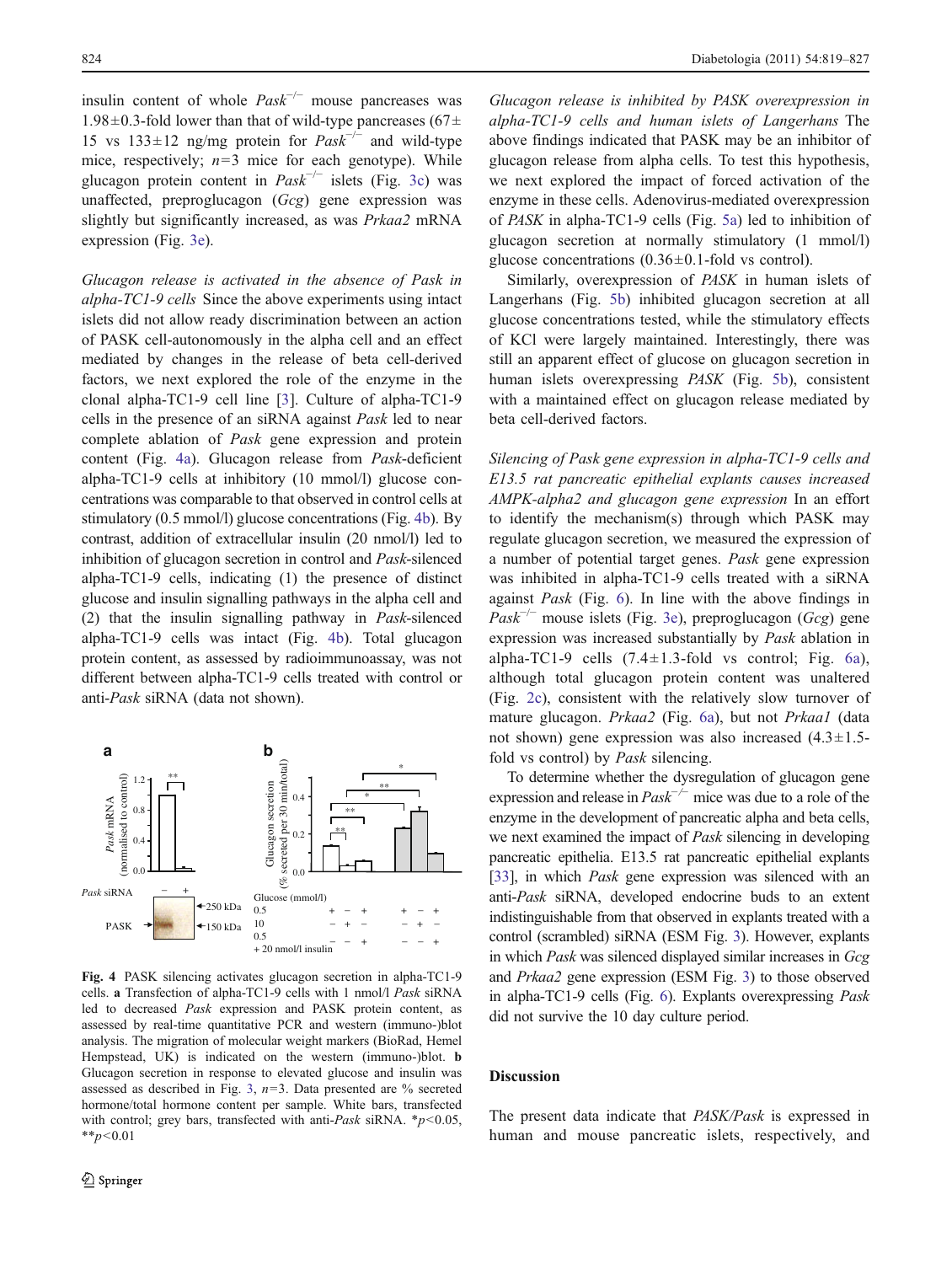insulin content of whole *Pask*$^{-/-}$ mouse pancreases was 1.98±0.3-fold lower than that of wild-type pancreases (67± 15 vs 133±12 ng/mg protein for *Pask*$^{-/-}$ and wild-type mice, respectively; $n$=3 mice for each genotype). While glucagon protein content in *Pask*$^{-/-}$ islets (Fig. 3c) was unaffected, preproglucagon (*Gcg*) gene expression was slightly but significantly increased, as was *Prkaa2* mRNA expression (Fig. 3e).

*Glucagon release is activated in the absence of Pask in alpha-TC1-9 cells* Since the above experiments using intact islets did not allow ready discrimination between an action of PASK cell-autonomously in the alpha cell and an effect mediated by changes in the release of beta cell-derived factors, we next explored the role of the enzyme in the clonal alpha-TC1-9 cell line [3]. Culture of alpha-TC1-9 cells in the presence of an siRNA against *Pask* led to near complete ablation of *Pask* gene expression and protein content (Fig. 4a). Glucagon release from *Pask*-deficient alpha-TC1-9 cells at inhibitory (10 mmol/l) glucose concentrations was comparable to that observed in control cells at stimulatory (0.5 mmol/l) glucose concentrations (Fig. 4b). By contrast, addition of extracellular insulin (20 nmol/l) led to inhibition of glucagon secretion in control and *Pask*-silenced alpha-TC1-9 cells, indicating (1) the presence of distinct glucose and insulin signalling pathways in the alpha cell and (2) that the insulin signalling pathway in *Pask*-silenced alpha-TC1-9 cells was intact (Fig. 4b). Total glucagon protein content, as assessed by radioimmunoassay, was not different between alpha-TC1-9 cells treated with control or anti-*Pask* siRNA (data not shown).

**Fig. 4** PASK silencing activates glucagon secretion in alpha-TC1-9 cells. **a** Transfection of alpha-TC1-9 cells with 1 nmol/l *Pask* siRNA led to decreased *Pask* expression and PASK protein content, as assessed by real-time quantitative PCR and western (immuno-)blot analysis. The migration of molecular weight markers (BioRad, Hemel Hempstead, UK) is indicated on the western (immuno-)blot. **b** Glucagon secretion in response to elevated glucose and insulin was assessed as described in Fig. 3, $n$=3. Data presented are % secreted hormone/total hormone content per sample. White bars, transfected with control; grey bars, transfected with anti-*Pask* siRNA. *$p$<0.05, **$p$<0.01

*Glucagon release is inhibited by PASK overexpression in alpha-TC1-9 cells and human islets of Langerhans* The above findings indicated that PASK may be an inhibitor of glucagon release from alpha cells. To test this hypothesis, we next explored the impact of forced activation of the enzyme in these cells. Adenovirus-mediated overexpression of *PASK* in alpha-TC1-9 cells (Fig. 5a) led to inhibition of glucagon secretion at normally stimulatory (1 mmol/l) glucose concentrations (0.36±0.1-fold vs control).

Similarly, overexpression of *PASK* in human islets of Langerhans (Fig. 5b) inhibited glucagon secretion at all glucose concentrations tested, while the stimulatory effects of KCl were largely maintained. Interestingly, there was still an apparent effect of glucose on glucagon secretion in human islets overexpressing *PASK* (Fig. 5b), consistent with a maintained effect on glucagon release mediated by beta cell-derived factors.

*Silencing of Pask gene expression in alpha-TC1-9 cells and E13.5 rat pancreatic epithelial explants causes increased AMPK-alpha2 and glucagon gene expression* In an effort to identify the mechanism(s) through which PASK may regulate glucagon secretion, we measured the expression of a number of potential target genes. *Pask* gene expression was inhibited in alpha-TC1-9 cells treated with a siRNA against *Pask* (Fig. 6). In line with the above findings in *Pask*$^{-/-}$ mouse islets (Fig. 3e), preproglucagon (*Gcg*) gene expression was increased substantially by *Pask* ablation in alpha-TC1-9 cells (7.4±1.3-fold vs control; Fig. 6a), although total glucagon protein content was unaltered (Fig. 2c), consistent with the relatively slow turnover of mature glucagon. *Prkaa2* (Fig. 6a), but not *Prkaa1* (data not shown) gene expression was also increased (4.3±1.5-fold vs control) by *Pask* silencing.

To determine whether the dysregulation of glucagon gene expression and release in *Pask*$^{-/-}$ mice was due to a role of the enzyme in the development of pancreatic alpha and beta cells, we next examined the impact of *Pask* silencing in developing pancreatic epithelia. E13.5 rat pancreatic epithelial explants [33], in which *Pask* gene expression was silenced with an anti-*Pask* siRNA, developed endocrine buds to an extent indistinguishable from that observed in explants treated with a control (scrambled) siRNA (ESM Fig. 3). However, explants in which *Pask* was silenced displayed similar increases in *Gcg* and *Prkaa2* gene expression (ESM Fig. 3) to those observed in alpha-TC1-9 cells (Fig. 6). Explants overexpressing *Pask* did not survive the 10 day culture period.

## Discussion

The present data indicate that *PASK/Pask* is expressed in human and mouse pancreatic islets, respectively, and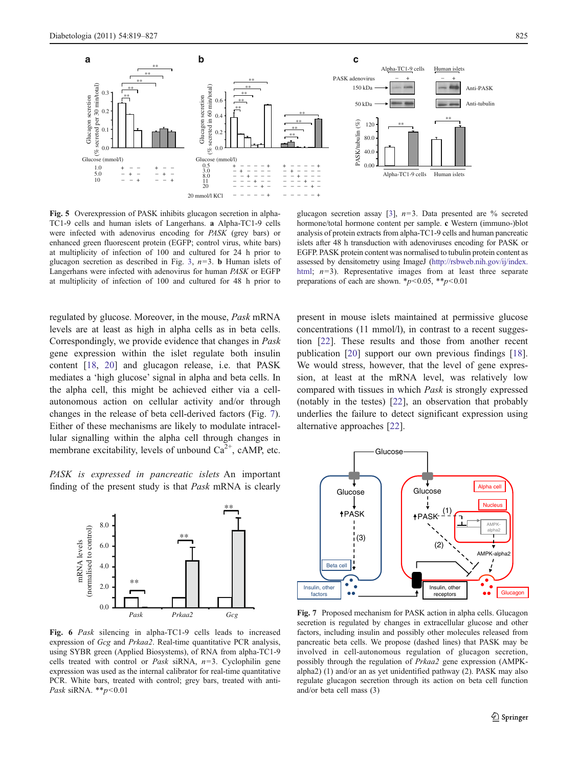**Fig. 5** Overexpression of PASK inhibits glucagon secretion in alpha-TC1-9 cells and human islets of Langerhans. **a** Alpha-TC1-9 cells were infected with adenovirus encoding for *PASK* (grey bars) or enhanced green fluorescent protein (EGFP; control virus, white bars) at multiplicity of infection of 100 and cultured for 24 h prior to glucagon secretion as described in Fig. 3, $n=3$. **b** Human islets of Langerhans were infected with adenovirus for human *PASK* or EGFP at multiplicity of infection of 100 and cultured for 48 h prior to glucagon secretion assay [3], $n=3$. Data presented are % secreted hormone/total hormone content per sample. **c** Western (immuno-)blot analysis of protein extracts from alpha-TC1-9 cells and human pancreatic islets after 48 h transduction with adenoviruses encoding for PASK or EGFP. PASK protein content was normalised to tubulin protein content as assessed by densitometry using ImageJ (http://rsbweb.nih.gov/ij/index.html; $n=3$). Representative images from at least three separate preparations of each are shown. $*p<0.05$, $**p<0.01$

regulated by glucose. Moreover, in the mouse, *Pask* mRNA levels are at least as high in alpha cells as in beta cells. Correspondingly, we provide evidence that changes in *Pask* gene expression within the islet regulate both insulin content [18, 20] and glucagon release, i.e. that PASK mediates a 'high glucose' signal in alpha and beta cells. In the alpha cell, this might be achieved either via a cell-autonomous action on cellular activity and/or through changes in the release of beta cell-derived factors (Fig. 7). Either of these mechanisms are likely to modulate intracellular signalling within the alpha cell through changes in membrane excitability, levels of unbound $Ca^{2+}$, cAMP, etc.

*PASK is expressed in pancreatic islets* An important finding of the present study is that *Pask* mRNA is clearly present in mouse islets maintained at permissive glucose concentrations (11 mmol/l), in contrast to a recent suggestion [22]. These results and those from another recent publication [20] support our own previous findings [18]. We would stress, however, that the level of gene expression, at least at the mRNA level, was relatively low compared with tissues in which *Pask* is strongly expressed (notably in the testes) [22], an observation that probably underlies the failure to detect significant expression using alternative approaches [22].

**Fig. 6** *Pask* silencing in alpha-TC1-9 cells leads to increased expression of *Gcg* and *Prkaa2*. Real-time quantitative PCR analysis, using SYBR green (Applied Biosystems), of RNA from alpha-TC1-9 cells treated with control or *Pask* siRNA, $n=3$. Cyclophilin gene expression was used as the internal calibrator for real-time quantitative PCR. White bars, treated with control; grey bars, treated with anti-*Pask* siRNA. $**p<0.01$

**Fig. 7** Proposed mechanism for PASK action in alpha cells. Glucagon secretion is regulated by changes in extracellular glucose and other factors, including insulin and possibly other molecules released from pancreatic beta cells. We propose (dashed lines) that PASK may be involved in cell-autonomous regulation of glucagon secretion, possibly through the regulation of *Prkaa2* gene expression (AMPK-alpha2) (1) and/or an as yet unidentified pathway (2). PASK may also regulate glucagon secretion through its action on beta cell function and/or beta cell mass (3)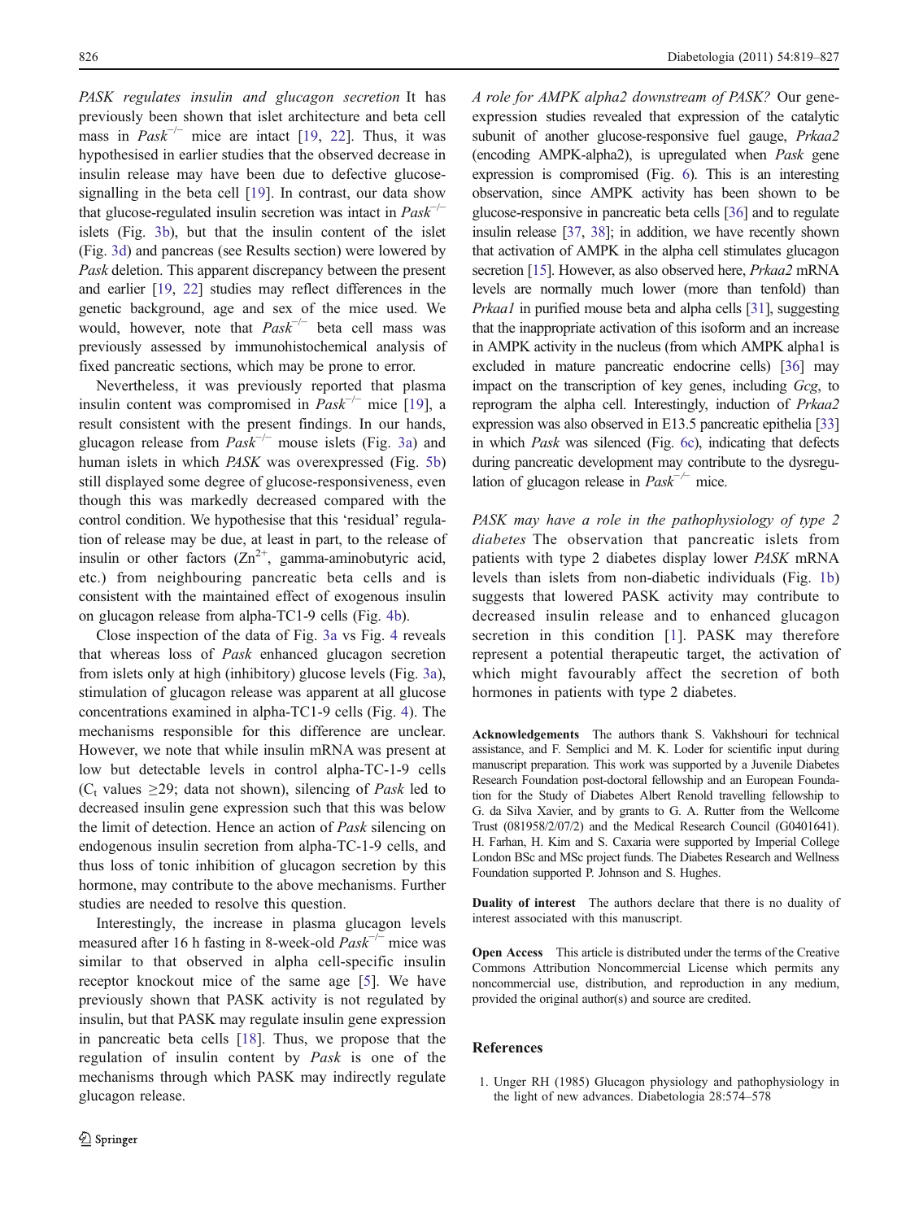*PASK regulates insulin and glucagon secretion* It has previously been shown that islet architecture and beta cell mass in $Pask^{-/-}$ mice are intact [19, 22]. Thus, it was hypothesised in earlier studies that the observed decrease in insulin release may have been due to defective glucose-signalling in the beta cell [19]. In contrast, our data show that glucose-regulated insulin secretion was intact in $Pask^{-/-}$ islets (Fig. 3b), but that the insulin content of the islet (Fig. 3d) and pancreas (see Results section) were lowered by *Pask* deletion. This apparent discrepancy between the present and earlier [19, 22] studies may reflect differences in the genetic background, age and sex of the mice used. We would, however, note that $Pask^{-/-}$ beta cell mass was previously assessed by immunohistochemical analysis of fixed pancreatic sections, which may be prone to error.

Nevertheless, it was previously reported that plasma insulin content was compromised in $Pask^{-/-}$ mice [19], a result consistent with the present findings. In our hands, glucagon release from $Pask^{-/-}$ mouse islets (Fig. 3a) and human islets in which *PASK* was overexpressed (Fig. 5b) still displayed some degree of glucose-responsiveness, even though this was markedly decreased compared with the control condition. We hypothesise that this 'residual' regulation of release may be due, at least in part, to the release of insulin or other factors ($Zn^{2+}$, gamma-aminobutyric acid, etc.) from neighbouring pancreatic beta cells and is consistent with the maintained effect of exogenous insulin on glucagon release from alpha-TC1-9 cells (Fig. 4b).

Close inspection of the data of Fig. 3a vs Fig. 4 reveals that whereas loss of *Pask* enhanced glucagon secretion from islets only at high (inhibitory) glucose levels (Fig. 3a), stimulation of glucagon release was apparent at all glucose concentrations examined in alpha-TC1-9 cells (Fig. 4). The mechanisms responsible for this difference are unclear. However, we note that while insulin mRNA was present at low but detectable levels in control alpha-TC-1-9 cells ($C_t$ values ≥29; data not shown), silencing of *Pask* led to decreased insulin gene expression such that this was below the limit of detection. Hence an action of *Pask* silencing on endogenous insulin secretion from alpha-TC-1-9 cells, and thus loss of tonic inhibition of glucagon secretion by this hormone, may contribute to the above mechanisms. Further studies are needed to resolve this question.

Interestingly, the increase in plasma glucagon levels measured after 16 h fasting in 8-week-old $Pask^{-/-}$ mice was similar to that observed in alpha cell-specific insulin receptor knockout mice of the same age [5]. We have previously shown that PASK activity is not regulated by insulin, but that PASK may regulate insulin gene expression in pancreatic beta cells [18]. Thus, we propose that the regulation of insulin content by *Pask* is one of the mechanisms through which PASK may indirectly regulate glucagon release.

*A role for AMPK alpha2 downstream of PASK?* Our gene-expression studies revealed that expression of the catalytic subunit of another glucose-responsive fuel gauge, *Prkaa2* (encoding AMPK-alpha2), is upregulated when *Pask* gene expression is compromised (Fig. 6). This is an interesting observation, since AMPK activity has been shown to be glucose-responsive in pancreatic beta cells [36] and to regulate insulin release [37, 38]; in addition, we have recently shown that activation of AMPK in the alpha cell stimulates glucagon secretion [15]. However, as also observed here, *Prkaa2* mRNA levels are normally much lower (more than tenfold) than *Prkaa1* in purified mouse beta and alpha cells [31], suggesting that the inappropriate activation of this isoform and an increase in AMPK activity in the nucleus (from which AMPK alpha1 is excluded in mature pancreatic endocrine cells) [36] may impact on the transcription of key genes, including *Gcg*, to reprogram the alpha cell. Interestingly, induction of *Prkaa2* expression was also observed in E13.5 pancreatic epithelia [33] in which *Pask* was silenced (Fig. 6c), indicating that defects during pancreatic development may contribute to the dysregulation of glucagon release in $Pask^{-/-}$ mice.

*PASK may have a role in the pathophysiology of type 2 diabetes* The observation that pancreatic islets from patients with type 2 diabetes display lower *PASK* mRNA levels than islets from non-diabetic individuals (Fig. 1b) suggests that lowered PASK activity may contribute to decreased insulin release and to enhanced glucagon secretion in this condition [1]. PASK may therefore represent a potential therapeutic target, the activation of which might favourably affect the secretion of both hormones in patients with type 2 diabetes.

**Acknowledgements** The authors thank S. Vakhshouri for technical assistance, and F. Semplici and M. K. Loder for scientific input during manuscript preparation. This work was supported by a Juvenile Diabetes Research Foundation post-doctoral fellowship and an European Foundation for the Study of Diabetes Albert Renold travelling fellowship to G. da Silva Xavier, and by grants to G. A. Rutter from the Wellcome Trust (081958/2/07/2) and the Medical Research Council (G0401641). H. Farhan, H. Kim and S. Caxaria were supported by Imperial College London BSc and MSc project funds. The Diabetes Research and Wellness Foundation supported P. Johnson and S. Hughes.

**Duality of interest** The authors declare that there is no duality of interest associated with this manuscript.

**Open Access** This article is distributed under the terms of the Creative Commons Attribution Noncommercial License which permits any noncommercial use, distribution, and reproduction in any medium, provided the original author(s) and source are credited.

## References

1. Unger RH (1985) Glucagon physiology and pathophysiology in the light of new advances. Diabetologia 28:574–578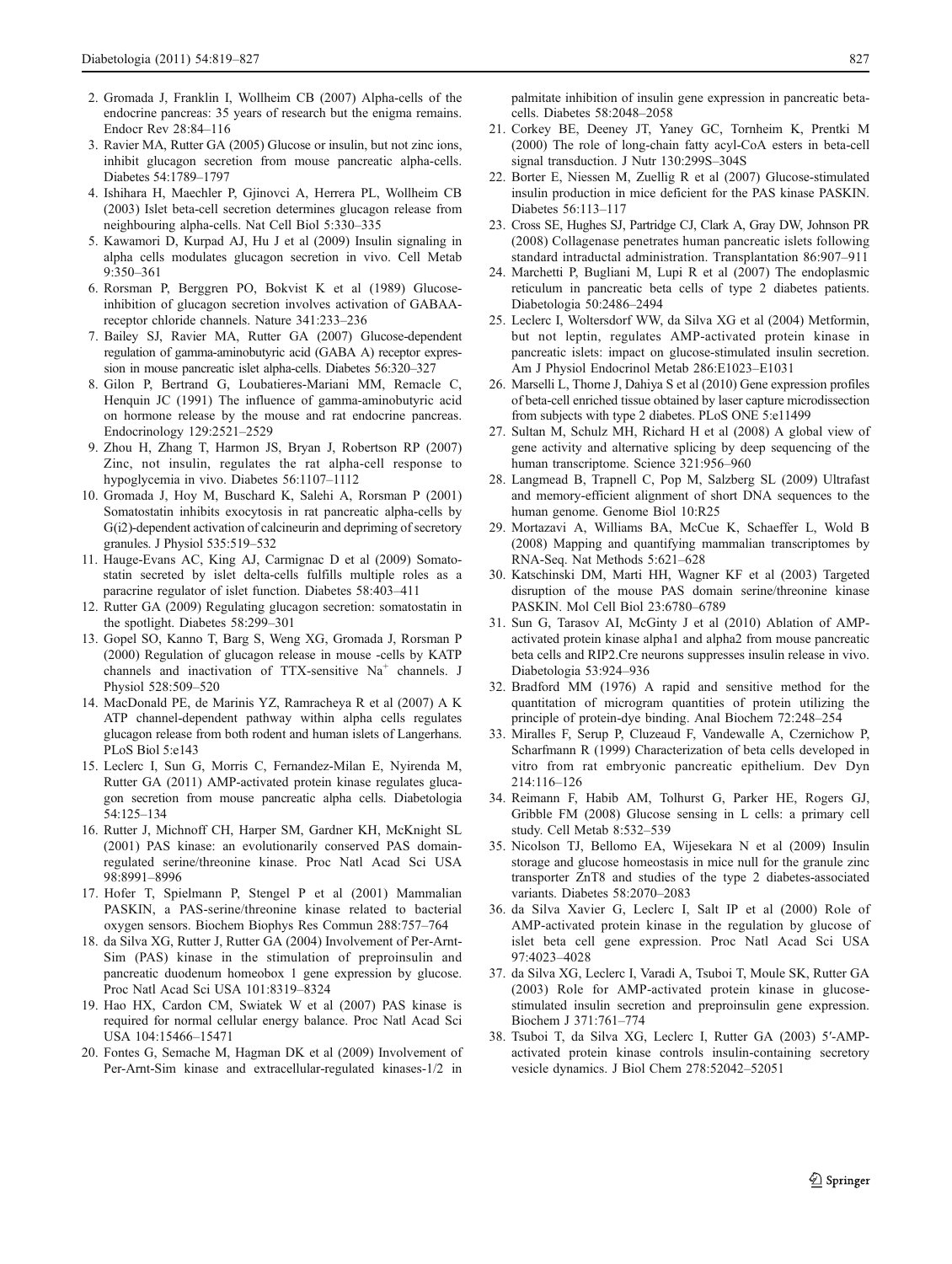2. Gromada J, Franklin I, Wollheim CB (2007) Alpha-cells of the endocrine pancreas: 35 years of research but the enigma remains. Endocr Rev 28:84–116
3. Ravier MA, Rutter GA (2005) Glucose or insulin, but not zinc ions, inhibit glucagon secretion from mouse pancreatic alpha-cells. Diabetes 54:1789–1797
4. Ishihara H, Maechler P, Gjinovci A, Herrera PL, Wollheim CB (2003) Islet beta-cell secretion determines glucagon release from neighbouring alpha-cells. Nat Cell Biol 5:330–335
5. Kawamori D, Kurpad AJ, Hu J et al (2009) Insulin signaling in alpha cells modulates glucagon secretion in vivo. Cell Metab 9:350–361
6. Rorsman P, Berggren PO, Bokvist K et al (1989) Glucose-inhibition of glucagon secretion involves activation of GABAA-receptor chloride channels. Nature 341:233–236
7. Bailey SJ, Ravier MA, Rutter GA (2007) Glucose-dependent regulation of gamma-aminobutyric acid (GABA A) receptor expression in mouse pancreatic islet alpha-cells. Diabetes 56:320–327
8. Gilon P, Bertrand G, Loubatieres-Mariani MM, Remacle C, Henquin JC (1991) The influence of gamma-aminobutyric acid on hormone release by the mouse and rat endocrine pancreas. Endocrinology 129:2521–2529
9. Zhou H, Zhang T, Harmon JS, Bryan J, Robertson RP (2007) Zinc, not insulin, regulates the rat alpha-cell response to hypoglycemia in vivo. Diabetes 56:1107–1112
10. Gromada J, Hoy M, Buschard K, Salehi A, Rorsman P (2001) Somatostatin inhibits exocytosis in rat pancreatic alpha-cells by G(i2)-dependent activation of calcineurin and depriming of secretory granules. J Physiol 535:519–532
11. Hauge-Evans AC, King AJ, Carmignac D et al (2009) Somatostatin secreted by islet delta-cells fulfills multiple roles as a paracrine regulator of islet function. Diabetes 58:403–411
12. Rutter GA (2009) Regulating glucagon secretion: somatostatin in the spotlight. Diabetes 58:299–301
13. Gopel SO, Kanno T, Barg S, Weng XG, Gromada J, Rorsman P (2000) Regulation of glucagon release in mouse -cells by KATP channels and inactivation of TTX-sensitive $Na^+$ channels. J Physiol 528:509–520
14. MacDonald PE, de Marinis YZ, Ramracheya R et al (2007) A K ATP channel-dependent pathway within alpha cells regulates glucagon release from both rodent and human islets of Langerhans. PLoS Biol 5:e143
15. Leclerc I, Sun G, Morris C, Fernandez-Milan E, Nyirenda M, Rutter GA (2011) AMP-activated protein kinase regulates glucagon secretion from mouse pancreatic alpha cells. Diabetologia 54:125–134
16. Rutter J, Michnoff CH, Harper SM, Gardner KH, McKnight SL (2001) PAS kinase: an evolutionarily conserved PAS domain-regulated serine/threonine kinase. Proc Natl Acad Sci USA 98:8991–8996
17. Hofer T, Spielmann P, Stengel P et al (2001) Mammalian PASKIN, a PAS-serine/threonine kinase related to bacterial oxygen sensors. Biochem Biophys Res Commun 288:757–764
18. da Silva XG, Rutter J, Rutter GA (2004) Involvement of Per-Arnt-Sim (PAS) kinase in the stimulation of preproinsulin and pancreatic duodenum homeobox 1 gene expression by glucose. Proc Natl Acad Sci USA 101:8319–8324
19. Hao HX, Cardon CM, Swiatek W et al (2007) PAS kinase is required for normal cellular energy balance. Proc Natl Acad Sci USA 104:15466–15471
20. Fontes G, Semache M, Hagman DK et al (2009) Involvement of Per-Arnt-Sim kinase and extracellular-regulated kinases-1/2 in palmitate inhibition of insulin gene expression in pancreatic beta-cells. Diabetes 58:2048–2058
21. Corkey BE, Deeney JT, Yaney GC, Tornheim K, Prentki M (2000) The role of long-chain fatty acyl-CoA esters in beta-cell signal transduction. J Nutr 130:299S–304S
22. Borter E, Niessen M, Zuellig R et al (2007) Glucose-stimulated insulin production in mice deficient for the PAS kinase PASKIN. Diabetes 56:113–117
23. Cross SE, Hughes SJ, Partridge CJ, Clark A, Gray DW, Johnson PR (2008) Collagenase penetrates human pancreatic islets following standard intraductal administration. Transplantation 86:907–911
24. Marchetti P, Bugliani M, Lupi R et al (2007) The endoplasmic reticulum in pancreatic beta cells of type 2 diabetes patients. Diabetologia 50:2486–2494
25. Leclerc I, Woltersdorf WW, da Silva XG et al (2004) Metformin, but not leptin, regulates AMP-activated protein kinase in pancreatic islets: impact on glucose-stimulated insulin secretion. Am J Physiol Endocrinol Metab 286:E1023–E1031
26. Marselli L, Thorne J, Dahiya S et al (2010) Gene expression profiles of beta-cell enriched tissue obtained by laser capture microdissection from subjects with type 2 diabetes. PLoS ONE 5:e11499
27. Sultan M, Schulz MH, Richard H et al (2008) A global view of gene activity and alternative splicing by deep sequencing of the human transcriptome. Science 321:956–960
28. Langmead B, Trapnell C, Pop M, Salzberg SL (2009) Ultrafast and memory-efficient alignment of short DNA sequences to the human genome. Genome Biol 10:R25
29. Mortazavi A, Williams BA, McCue K, Schaeffer L, Wold B (2008) Mapping and quantifying mammalian transcriptomes by RNA-Seq. Nat Methods 5:621–628
30. Katschinski DM, Marti HH, Wagner KF et al (2003) Targeted disruption of the mouse PAS domain serine/threonine kinase PASKIN. Mol Cell Biol 23:6780–6789
31. Sun G, Tarasov AI, McGinty J et al (2010) Ablation of AMP-activated protein kinase alpha1 and alpha2 from mouse pancreatic beta cells and RIP2.Cre neurons suppresses insulin release in vivo. Diabetologia 53:924–936
32. Bradford MM (1976) A rapid and sensitive method for the quantitation of microgram quantities of protein utilizing the principle of protein-dye binding. Anal Biochem 72:248–254
33. Miralles F, Serup P, Cluzeaud F, Vandewalle A, Czernichow P, Scharfmann R (1999) Characterization of beta cells developed in vitro from rat embryonic pancreatic epithelium. Dev Dyn 214:116–126
34. Reimann F, Habib AM, Tolhurst G, Parker HE, Rogers GJ, Gribble FM (2008) Glucose sensing in L cells: a primary cell study. Cell Metab 8:532–539
35. Nicolson TJ, Bellomo EA, Wijesekara N et al (2009) Insulin storage and glucose homeostasis in mice null for the granule zinc transporter ZnT8 and studies of the type 2 diabetes-associated variants. Diabetes 58:2070–2083
36. da Silva Xavier G, Leclerc I, Salt IP et al (2000) Role of AMP-activated protein kinase in the regulation by glucose of islet beta cell gene expression. Proc Natl Acad Sci USA 97:4023–4028
37. da Silva XG, Leclerc I, Varadi A, Tsuboi T, Moule SK, Rutter GA (2003) Role for AMP-activated protein kinase in glucose-stimulated insulin secretion and preproinsulin gene expression. Biochem J 371:761–774
38. Tsuboi T, da Silva XG, Leclerc I, Rutter GA (2003) 5′-AMP-activated protein kinase controls insulin-containing secretory vesicle dynamics. J Biol Chem 278:52042–52051